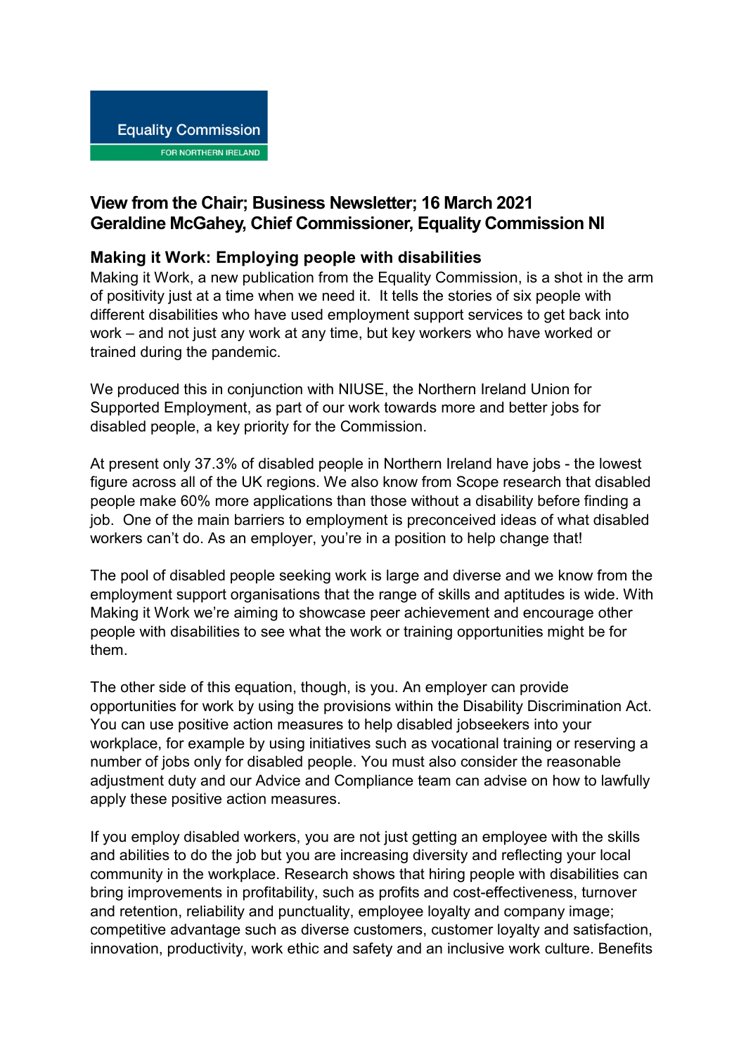Equality Commission FOR NORTHERN IRELAND

## View from the Chair; Business Newsletter; 16 March 2021
## Geraldine McGahey, Chief Commissioner, Equality Commission NI

### Making it Work: Employing people with disabilities

Making it Work, a new publication from the Equality Commission, is a shot in the arm of positivity just at a time when we need it. It tells the stories of six people with different disabilities who have used employment support services to get back into work – and not just any work at any time, but key workers who have worked or trained during the pandemic.

We produced this in conjunction with NIUSE, the Northern Ireland Union for Supported Employment, as part of our work towards more and better jobs for disabled people, a key priority for the Commission.

At present only 37.3% of disabled people in Northern Ireland have jobs - the lowest figure across all of the UK regions. We also know from Scope research that disabled people make 60% more applications than those without a disability before finding a job. One of the main barriers to employment is preconceived ideas of what disabled workers can't do. As an employer, you're in a position to help change that!

The pool of disabled people seeking work is large and diverse and we know from the employment support organisations that the range of skills and aptitudes is wide. With Making it Work we're aiming to showcase peer achievement and encourage other people with disabilities to see what the work or training opportunities might be for them.

The other side of this equation, though, is you. An employer can provide opportunities for work by using the provisions within the Disability Discrimination Act. You can use positive action measures to help disabled jobseekers into your workplace, for example by using initiatives such as vocational training or reserving a number of jobs only for disabled people. You must also consider the reasonable adjustment duty and our Advice and Compliance team can advise on how to lawfully apply these positive action measures.

If you employ disabled workers, you are not just getting an employee with the skills and abilities to do the job but you are increasing diversity and reflecting your local community in the workplace. Research shows that hiring people with disabilities can bring improvements in profitability, such as profits and cost-effectiveness, turnover and retention, reliability and punctuality, employee loyalty and company image; competitive advantage such as diverse customers, customer loyalty and satisfaction, innovation, productivity, work ethic and safety and an inclusive work culture. Benefits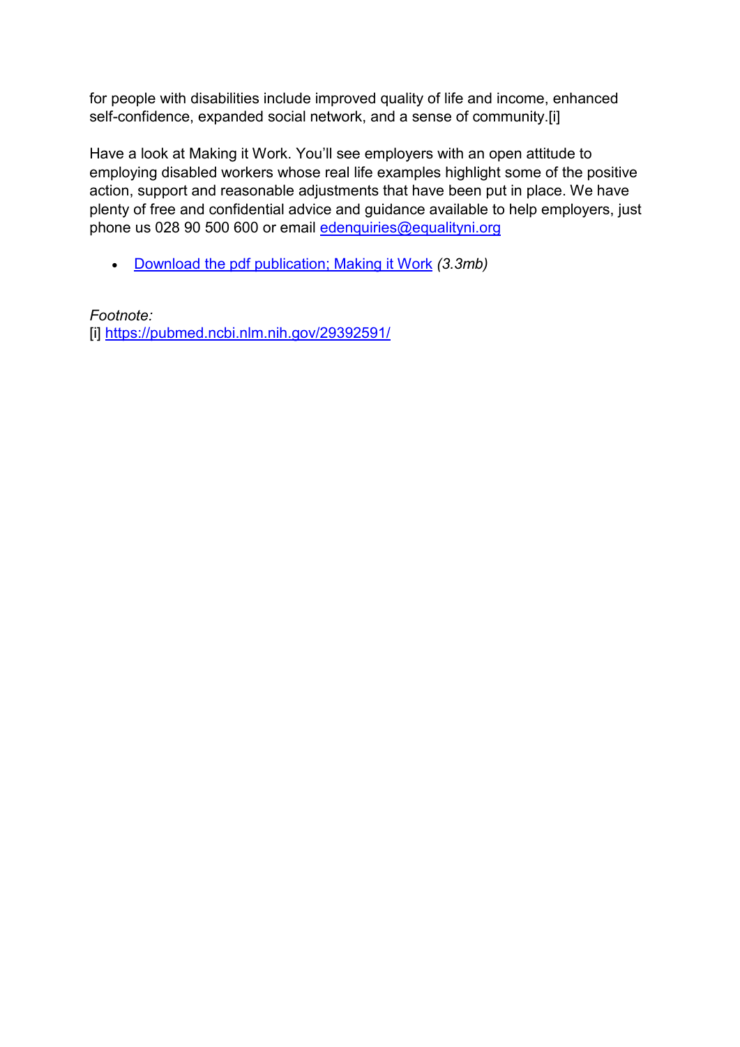for people with disabilities include improved quality of life and income, enhanced self-confidence, expanded social network, and a sense of community.[i]

Have a look at Making it Work. You'll see employers with an open attitude to employing disabled workers whose real life examples highlight some of the positive action, support and reasonable adjustments that have been put in place. We have plenty of free and confidential advice and guidance available to help employers, just phone us 028 90 500 600 or email edenquiries@equalityni.org

- Download the pdf publication; Making it Work *(3.3mb)*

*Footnote:*
[i] https://pubmed.ncbi.nlm.nih.gov/29392591/